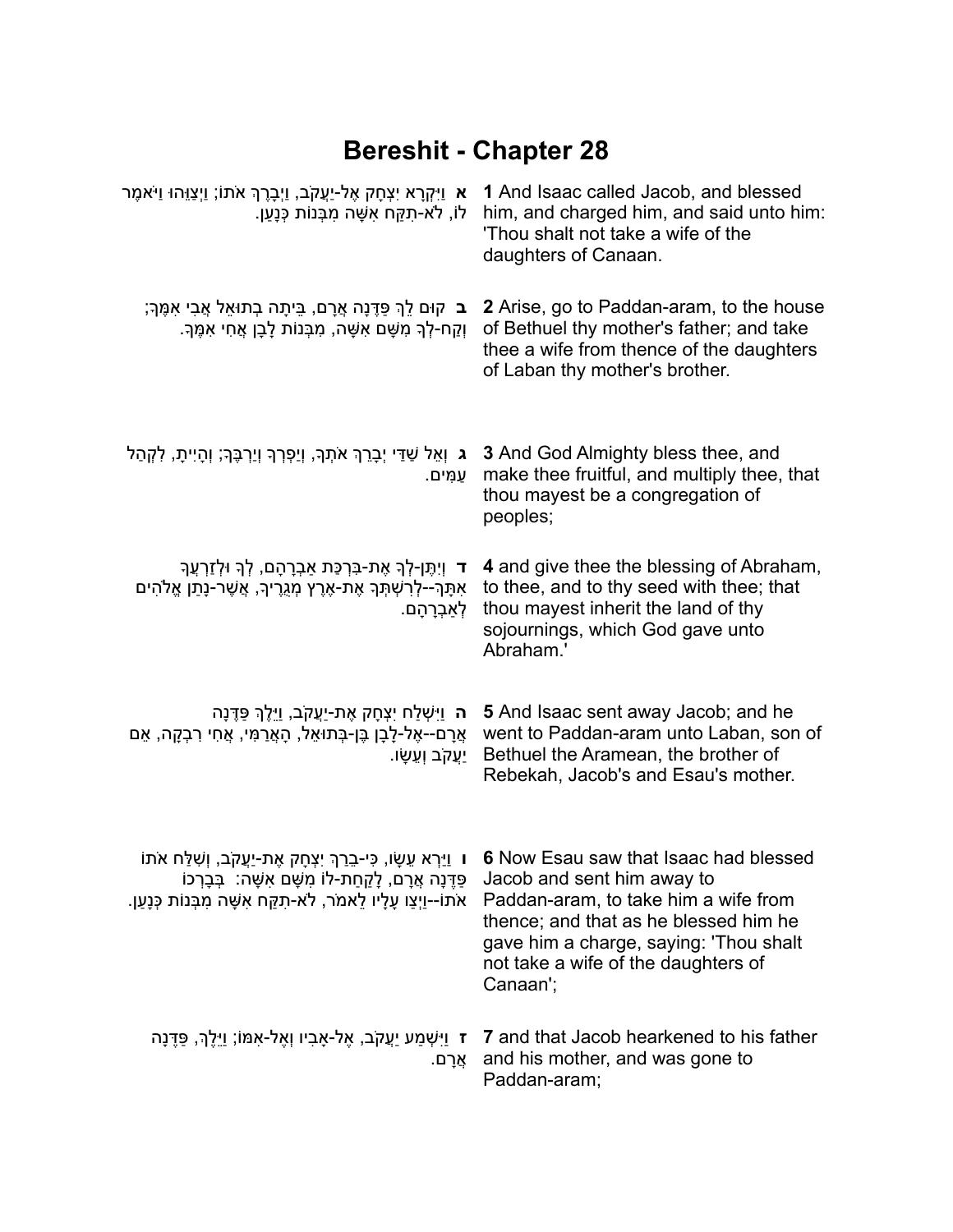# Bereshit - Chapter 28

| | |
|---|---|
| **א** וַיִּקְרָא יִצְחָק אֶל-יַעֲקֹב, וַיְבָרֶךְ אֹתוֹ; וַיְצַוֵּהוּ וַיֹּאמֶר לוֹ, לֹא-תִקַּח אִשָּׁה מִבְּנוֹת כְּנָעַן. | **1** And Isaac called Jacob, and blessed him, and charged him, and said unto him: 'Thou shalt not take a wife of the daughters of Canaan. |
| **ב** קוּם לֵךְ פַּדֶּנָה אֲרָם, בֵּיתָה בְתוּאֵל אֲבִי אִמֶּךָ; וְקַח-לְךָ מִשָּׁם אִשָּׁה, מִבְּנוֹת לָבָן אֲחִי אִמֶּךָ. | **2** Arise, go to Paddan-aram, to the house of Bethuel thy mother's father; and take thee a wife from thence of the daughters of Laban thy mother's brother. |
| **ג** וְאֵל שַׁדַּי יְבָרֵךְ אֹתְךָ, וְיַפְרְךָ וְיַרְבֶּךָ; וְהָיִיתָ, לִקְהַל עַמִּים. | **3** And God Almighty bless thee, and make thee fruitful, and multiply thee, that thou mayest be a congregation of peoples; |
| **ד** וְיִתֶּן-לְךָ אֶת-בִּרְכַּת אַבְרָהָם, לְךָ וּלְזַרְעֲךָ אִתָּךְ--לְרִשְׁתְּךָ אֶת-אֶרֶץ מְגֻרֶיךָ, אֲשֶׁר-נָתַן אֱלֹהִים לְאַבְרָהָם. | **4** and give thee the blessing of Abraham, to thee, and to thy seed with thee; that thou mayest inherit the land of thy sojournings, which God gave unto Abraham.' |
| **ה** וַיִּשְׁלַח יִצְחָק אֶת-יַעֲקֹב, וַיֵּלֶךְ פַּדֶּנָה אֲרָם--אֶל-לָבָן בֶּן-בְּתוּאֵל, הָאֲרַמִּי, אֲחִי רִבְקָה, אֵם יַעֲקֹב וְעֵשָׂו. | **5** And Isaac sent away Jacob; and he went to Paddan-aram unto Laban, son of Bethuel the Aramean, the brother of Rebekah, Jacob's and Esau's mother. |
| **ו** וַיַּרְא עֵשָׂו, כִּי-בֵרַךְ יִצְחָק אֶת-יַעֲקֹב, וְשִׁלַּח אֹתוֹ פַּדֶּנָה אֲרָם, לָקַחַת-לוֹ מִשָּׁם אִשָּׁה: בְּבָרְכוֹ אֹתוֹ--וַיְצַו עָלָיו לֵאמֹר, לֹא-תִקַּח אִשָּׁה מִבְּנוֹת כְּנָעַן. | **6** Now Esau saw that Isaac had blessed Jacob and sent him away to Paddan-aram, to take him a wife from thence; and that as he blessed him he gave him a charge, saying: 'Thou shalt not take a wife of the daughters of Canaan'; |
| **ז** וַיִּשְׁמַע יַעֲקֹב, אֶל-אָבִיו וְאֶל-אִמּוֹ; וַיֵּלֶךְ, פַּדֶּנָה אֲרָם. | **7** and that Jacob hearkened to his father and his mother, and was gone to Paddan-aram; |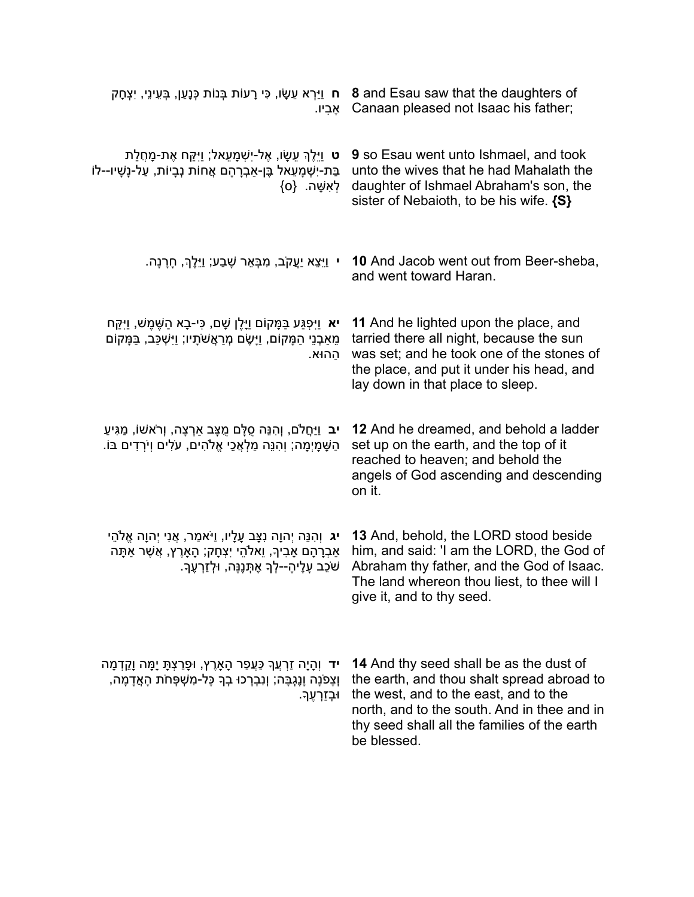| | |
|---|---|
| **ח** וַיַּרְא עֵשָׂו, כִּי רָעוֹת בְּנוֹת כְּנָעַן, בְּעֵינֵי, יִצְחָק אָבִיו. | **8** and Esau saw that the daughters of Canaan pleased not Isaac his father; |
| **ט** וַיֵּלֶךְ עֵשָׂו, אֶל-יִשְׁמָעֵאל; וַיִּקַּח אֶת-מָחֲלַת בַּת-יִשְׁמָעֵאל בֶּן-אַבְרָהָם אֲחוֹת נְבָיוֹת, עַל-נָשָׁיו--לוֹ לְאִשָּׁה. {ס} | **9** so Esau went unto Ishmael, and took unto the wives that he had Mahalath the daughter of Ishmael Abraham's son, the sister of Nebaioth, to be his wife. **{S}** |
| **י** וַיֵּצֵא יַעֲקֹב, מִבְּאֵר שָׁבַע; וַיֵּלֶךְ, חָרָנָה. | **10** And Jacob went out from Beer-sheba, and went toward Haran. |
| **יא** וַיִּפְגַּע בַּמָּקוֹם וַיָּלֶן שָׁם, כִּי-בָא הַשֶּׁמֶשׁ, וַיִּקַּח מֵאַבְנֵי הַמָּקוֹם, וַיָּשֶׂם מְרַאֲשֹׁתָיו; וַיִּשְׁכַּב, בַּמָּקוֹם הַהוּא. | **11** And he lighted upon the place, and tarried there all night, because the sun was set; and he took one of the stones of the place, and put it under his head, and lay down in that place to sleep. |
| **יב** וַיַּחֲלֹם, וְהִנֵּה סֻלָּם מֻצָּב אַרְצָה, וְרֹאשׁוֹ, מַגִּיעַ הַשָּׁמָיְמָה; וְהִנֵּה מַלְאֲכֵי אֱלֹהִים, עֹלִים וְיֹרְדִים בּוֹ. | **12** And he dreamed, and behold a ladder set up on the earth, and the top of it reached to heaven; and behold the angels of God ascending and descending on it. |
| **יג** וְהִנֵּה יְהוָה נִצָּב עָלָיו, וַיֹּאמַר, אֲנִי יְהוָה אֱלֹהֵי אַבְרָהָם אָבִיךָ, וֵאלֹהֵי יִצְחָק; הָאָרֶץ, אֲשֶׁר אַתָּה שֹׁכֵב עָלֶיהָ--לְךָ אֶתְּנֶנָּה, וּלְזַרְעֶךָ. | **13** And, behold, the LORD stood beside him, and said: 'I am the LORD, the God of Abraham thy father, and the God of Isaac. The land whereon thou liest, to thee will I give it, and to thy seed. |
| **יד** וְהָיָה זַרְעֲךָ כַּעֲפַר הָאָרֶץ, וּפָרַצְתָּ יָמָּה וָקֵדְמָה וְצָפֹנָה וָנֶגְבָּה; וְנִבְרְכוּ בְךָ כָּל-מִשְׁפְּחֹת הָאֲדָמָה, וּבְזַרְעֶךָ. | **14** And thy seed shall be as the dust of the earth, and thou shalt spread abroad to the west, and to the east, and to the north, and to the south. And in thee and in thy seed shall all the families of the earth be blessed. |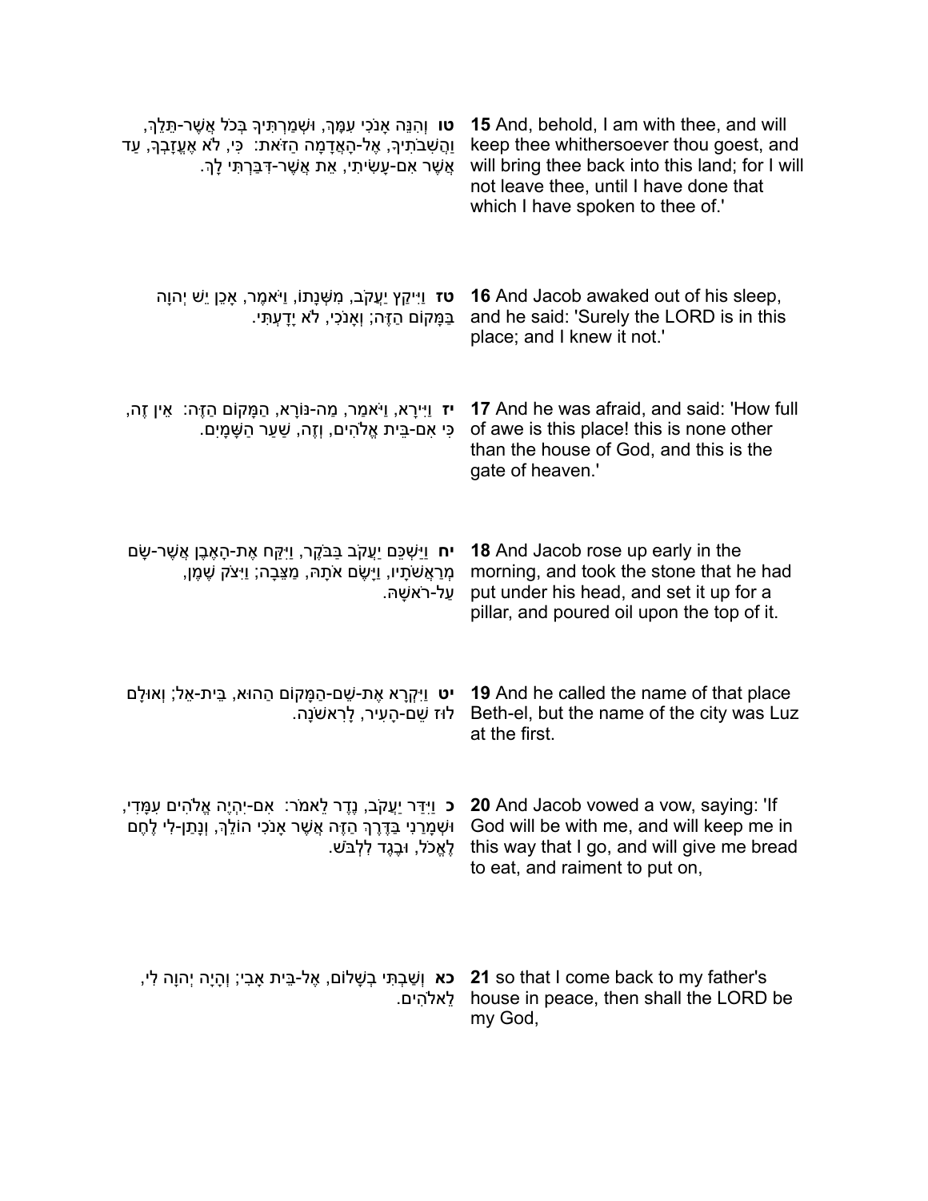| | |
|---|---|
| **טו** וְהִנֵּה אָנֹכִי עִמָּךְ, וּשְׁמַרְתִּיךָ בְּכֹל אֲשֶׁר-תֵּלֵךְ, וַהֲשִׁבֹתִיךָ, אֶל-הָאֲדָמָה הַזֹּאת: כִּי, לֹא אֶעֱזָבְךָ, עַד אֲשֶׁר אִם-עָשִׂיתִי, אֵת אֲשֶׁר-דִּבַּרְתִּי לָךְ. | **15** And, behold, I am with thee, and will keep thee whithersoever thou goest, and will bring thee back into this land; for I will not leave thee, until I have done that which I have spoken to thee of.' |
| **טז** וַיִּיקַץ יַעֲקֹב, מִשְּׁנָתוֹ, וַיֹּאמֶר, אָכֵן יֵשׁ יְהוָה בַּמָּקוֹם הַזֶּה; וְאָנֹכִי, לֹא יָדָעְתִּי. | **16** And Jacob awaked out of his sleep, and he said: 'Surely the LORD is in this place; and I knew it not.' |
| **יז** וַיִּירָא, וַיֹּאמַר, מַה-נּוֹרָא, הַמָּקוֹם הַזֶּה: אֵין זֶה, כִּי אִם-בֵּית אֱלֹהִים, וְזֶה, שַׁעַר הַשָּׁמָיִם. | **17** And he was afraid, and said: 'How full of awe is this place! this is none other than the house of God, and this is the gate of heaven.' |
| **יח** וַיַּשְׁכֵּם יַעֲקֹב בַּבֹּקֶר, וַיִּקַּח אֶת-הָאֶבֶן אֲשֶׁר-שָׂם מְרַאֲשֹׁתָיו, וַיָּשֶׂם אֹתָהּ, מַצֵּבָה; וַיִּצֹק שֶׁמֶן, עַל-רֹאשָׁהּ. | **18** And Jacob rose up early in the morning, and took the stone that he had put under his head, and set it up for a pillar, and poured oil upon the top of it. |
| **יט** וַיִּקְרָא אֶת-שֵׁם-הַמָּקוֹם הַהוּא, בֵּית-אֵל; וְאוּלָם לוּז שֵׁם-הָעִיר, לָרִאשֹׁנָה. | **19** And he called the name of that place Beth-el, but the name of the city was Luz at the first. |
| **כ** וַיִּדַּר יַעֲקֹב, נֶדֶר לֵאמֹר: אִם-יִהְיֶה אֱלֹהִים עִמָּדִי, וּשְׁמָרַנִי בַּדֶּרֶךְ הַזֶּה אֲשֶׁר אָנֹכִי הוֹלֵךְ, וְנָתַן-לִי לֶחֶם לֶאֱכֹל, וּבֶגֶד לִלְבֹּשׁ. | **20** And Jacob vowed a vow, saying: 'If God will be with me, and will keep me in this way that I go, and will give me bread to eat, and raiment to put on, |
| **כא** וְשַׁבְתִּי בְשָׁלוֹם, אֶל-בֵּית אָבִי; וְהָיָה יְהוָה לִי, לֵאלֹהִים. | **21** so that I come back to my father's house in peace, then shall the LORD be my God, |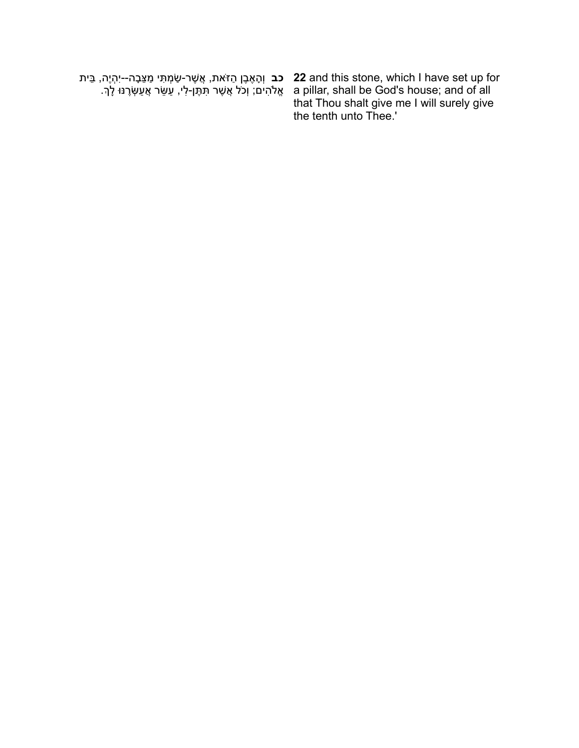**כב** וְהָאֶבֶן הַזֹּאת, אֲשֶׁר-שַׂמְתִּי מַצֵּבָה--יִהְיֶה, בֵּית אֱלֹהִים; וְכֹל אֲשֶׁר תִּתֶּן-לִי, עַשֵּׂר אֲעַשְּׂרֶנּוּ לָךְ.

**22** and this stone, which I have set up for a pillar, shall be God's house; and of all that Thou shalt give me I will surely give the tenth unto Thee.'